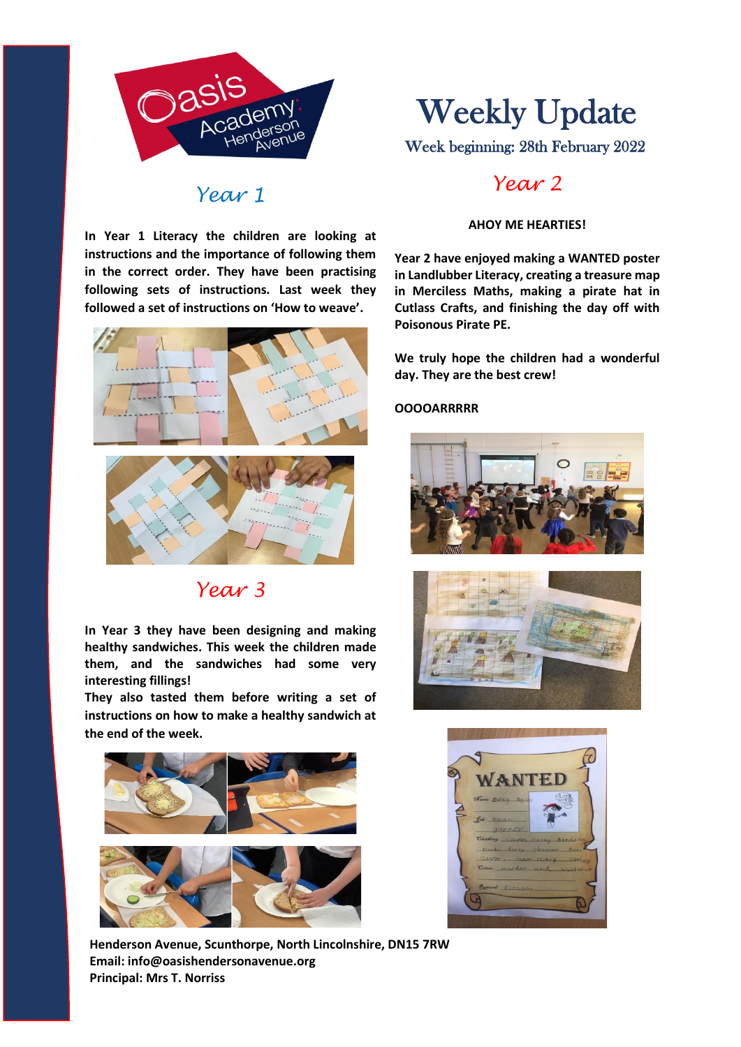# Weekly Update

Week beginning: 28th February 2022

## Year 1

**In Year 1 Literacy the children are looking at instructions and the importance of following them in the correct order. They have been practising following sets of instructions. Last week they followed a set of instructions on 'How to weave'.**

## Year 3

**In Year 3 they have been designing and making healthy sandwiches. This week the children made them, and the sandwiches had some very interesting fillings!**

**They also tasted them before writing a set of instructions on how to make a healthy sandwich at the end of the week.**

## Year 2

**AHOY ME HEARTIES!**

**Year 2 have enjoyed making a WANTED poster in Landlubber Literacy, creating a treasure map in Merciless Maths, making a pirate hat in Cutlass Crafts, and finishing the day off with Poisonous Pirate PE.**

**We truly hope the children had a wonderful day. They are the best crew!**

**OOOOARRRRR**

**Henderson Avenue, Scunthorpe, North Lincolnshire, DN15 7RW**
**Email: info@oasishendersonavenue.org**
**Principal: Mrs T. Norriss**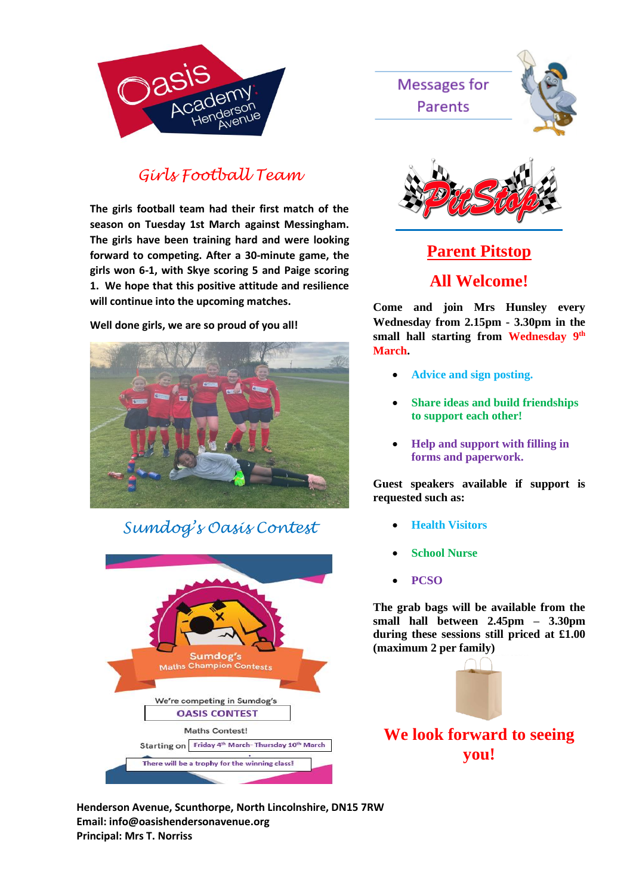## Girls Football Team

**The girls football team had their first match of the season on Tuesday 1st March against Messingham. The girls have been training hard and were looking forward to competing. After a 30-minute game, the girls won 6-1, with Skye scoring 5 and Paige scoring 1. We hope that this positive attitude and resilience will continue into the upcoming matches.**

**Well done girls, we are so proud of you all!**

## Sumdog's Oasis Contest

Sumdog's Maths Champion Contests

We're competing in Sumdog's **OASIS CONTEST**

Maths Contest!

Starting on Friday 4th March- Thursday 10th March

There will be a trophy for the winning class!

# Messages for Parents

## Parent Pitstop

## All Welcome!

**Come and join Mrs Hunsley every Wednesday from 2.15pm - 3.30pm in the small hall starting from Wednesday 9th March.**

- **Advice and sign posting.**
- **Share ideas and build friendships to support each other!**
- **Help and support with filling in forms and paperwork.**

**Guest speakers available if support is requested such as:**

- **Health Visitors**
- **School Nurse**
- **PCSO**

**The grab bags will be available from the small hall between 2.45pm – 3.30pm during these sessions still priced at £1.00 (maximum 2 per family)**

**We look forward to seeing you!**

**Henderson Avenue, Scunthorpe, North Lincolnshire, DN15 7RW**
**Email: info@oasishendersonavenue.org**
**Principal: Mrs T. Norriss**